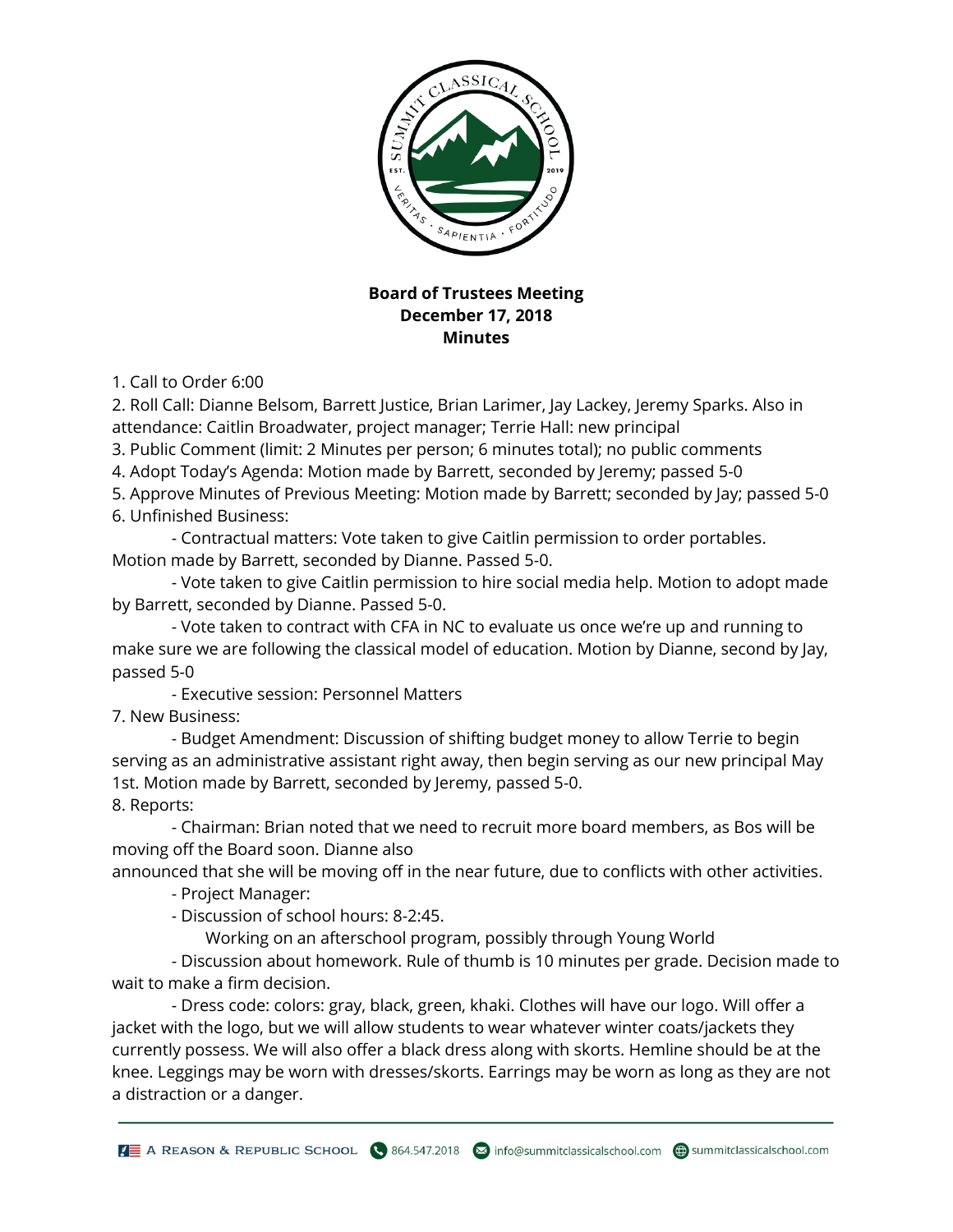**Board of Trustees Meeting**
**December 17, 2018**
**Minutes**

1. Call to Order 6:00
2. Roll Call: Dianne Belsom, Barrett Justice, Brian Larimer, Jay Lackey, Jeremy Sparks. Also in attendance: Caitlin Broadwater, project manager; Terrie Hall: new principal
3. Public Comment (limit: 2 Minutes per person; 6 minutes total); no public comments
4. Adopt Today's Agenda: Motion made by Barrett, seconded by Jeremy; passed 5-0
5. Approve Minutes of Previous Meeting: Motion made by Barrett; seconded by Jay; passed 5-0
6. Unfinished Business:
   - Contractual matters: Vote taken to give Caitlin permission to order portables. Motion made by Barrett, seconded by Dianne. Passed 5-0.
   - Vote taken to give Caitlin permission to hire social media help. Motion to adopt made by Barrett, seconded by Dianne. Passed 5-0.
   - Vote taken to contract with CFA in NC to evaluate us once we're up and running to make sure we are following the classical model of education. Motion by Dianne, second by Jay, passed 5-0
   - Executive session: Personnel Matters
7. New Business:
   - Budget Amendment: Discussion of shifting budget money to allow Terrie to begin serving as an administrative assistant right away, then begin serving as our new principal May 1st. Motion made by Barrett, seconded by Jeremy, passed 5-0.
8. Reports:
   - Chairman: Brian noted that we need to recruit more board members, as Bos will be moving off the Board soon. Dianne also announced that she will be moving off in the near future, due to conflicts with other activities.
   - Project Manager:
   - Discussion of school hours: 8-2:45.
     Working on an afterschool program, possibly through Young World
   - Discussion about homework. Rule of thumb is 10 minutes per grade. Decision made to wait to make a firm decision.
   - Dress code: colors: gray, black, green, khaki. Clothes will have our logo. Will offer a jacket with the logo, but we will allow students to wear whatever winter coats/jackets they currently possess. We will also offer a black dress along with skorts. Hemline should be at the knee. Leggings may be worn with dresses/skorts. Earrings may be worn as long as they are not a distraction or a danger.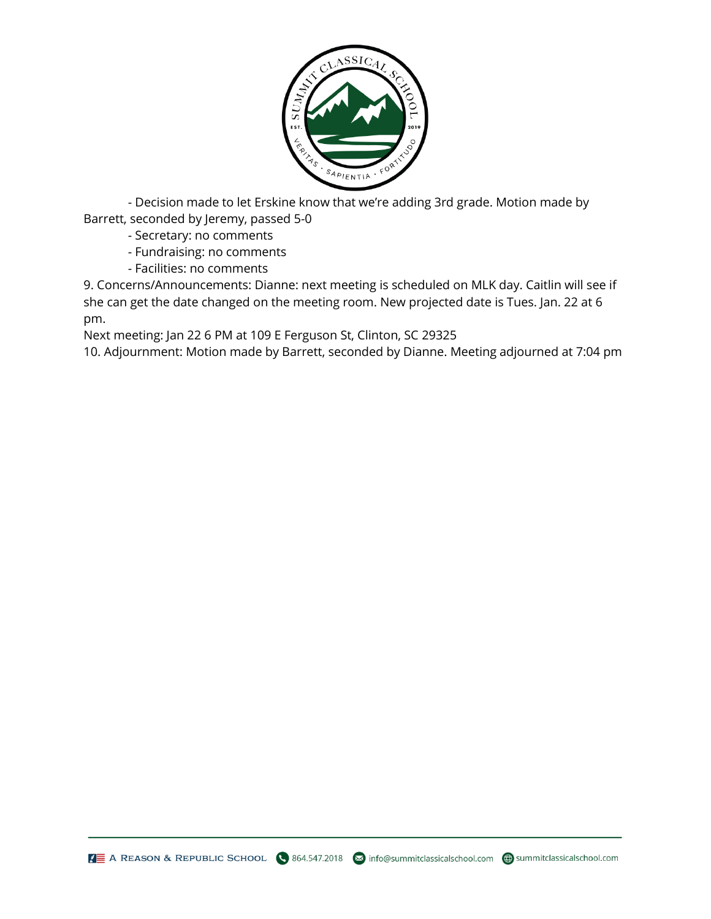- Decision made to let Erskine know that we're adding 3rd grade. Motion made by Barrett, seconded by Jeremy, passed 5-0
- Secretary: no comments
- Fundraising: no comments
- Facilities: no comments

9. Concerns/Announcements: Dianne: next meeting is scheduled on MLK day. Caitlin will see if she can get the date changed on the meeting room. New projected date is Tues. Jan. 22 at 6 pm.

Next meeting: Jan 22 6 PM at 109 E Ferguson St, Clinton, SC 29325

10. Adjournment: Motion made by Barrett, seconded by Dianne. Meeting adjourned at 7:04 pm